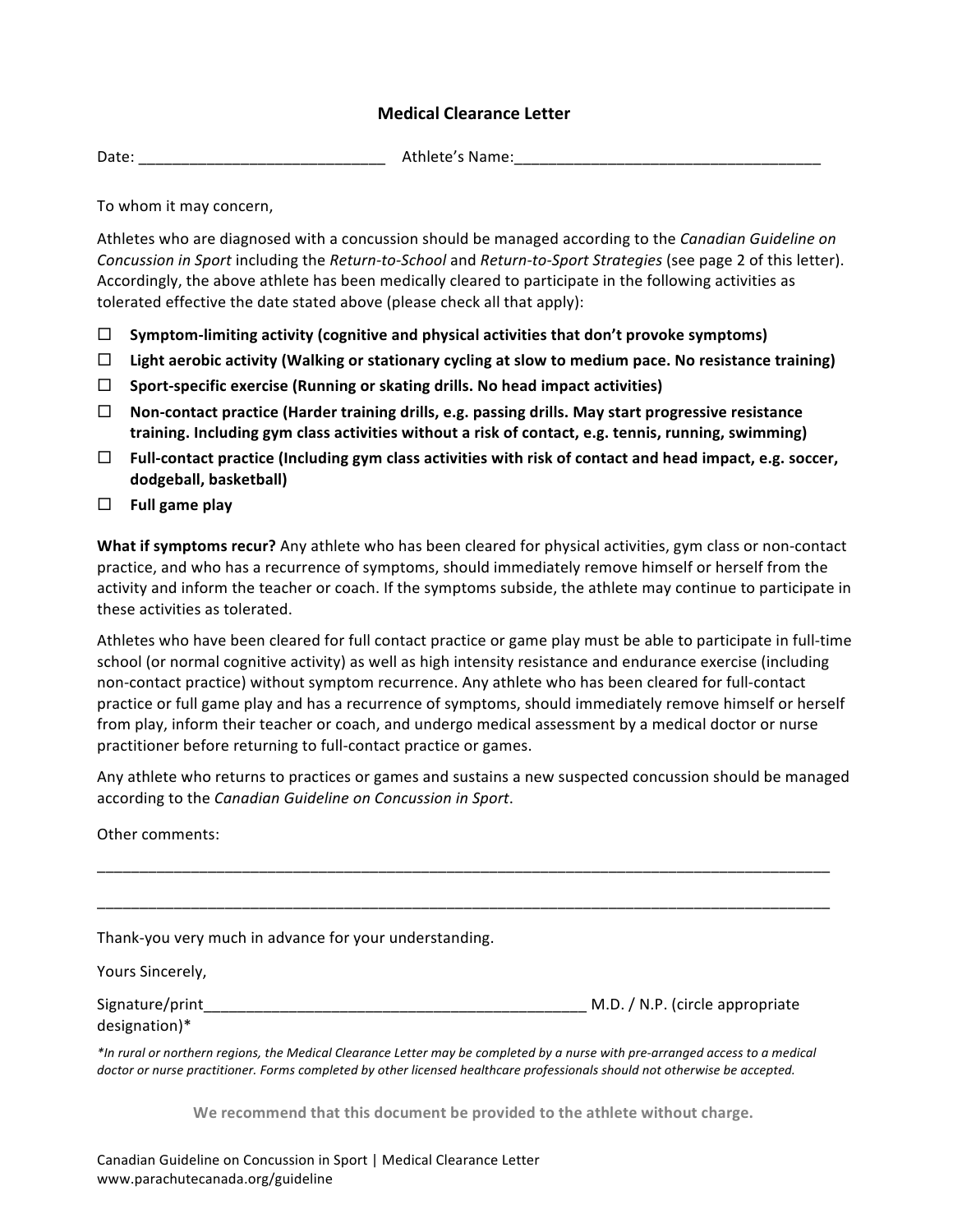# Medical Clearance Letter

Date: _____________________________ Athlete's Name:____________________________________

To whom it may concern,

Athletes who are diagnosed with a concussion should be managed according to the *Canadian Guideline on Concussion in Sport* including the *Return-to-School* and *Return-to-Sport Strategies* (see page 2 of this letter). Accordingly, the above athlete has been medically cleared to participate in the following activities as tolerated effective the date stated above (please check all that apply):

- ☐ **Symptom-limiting activity (cognitive and physical activities that don't provoke symptoms)**
- ☐ **Light aerobic activity (Walking or stationary cycling at slow to medium pace. No resistance training)**
- ☐ **Sport-specific exercise (Running or skating drills. No head impact activities)**
- ☐ **Non-contact practice (Harder training drills, e.g. passing drills. May start progressive resistance training. Including gym class activities without a risk of contact, e.g. tennis, running, swimming)**
- ☐ **Full-contact practice (Including gym class activities with risk of contact and head impact, e.g. soccer, dodgeball, basketball)**
- ☐ **Full game play**

**What if symptoms recur?** Any athlete who has been cleared for physical activities, gym class or non-contact practice, and who has a recurrence of symptoms, should immediately remove himself or herself from the activity and inform the teacher or coach. If the symptoms subside, the athlete may continue to participate in these activities as tolerated.

Athletes who have been cleared for full contact practice or game play must be able to participate in full-time school (or normal cognitive activity) as well as high intensity resistance and endurance exercise (including non-contact practice) without symptom recurrence. Any athlete who has been cleared for full-contact practice or full game play and has a recurrence of symptoms, should immediately remove himself or herself from play, inform their teacher or coach, and undergo medical assessment by a medical doctor or nurse practitioner before returning to full-contact practice or games.

Any athlete who returns to practices or games and sustains a new suspected concussion should be managed according to the *Canadian Guideline on Concussion in Sport*.

Other comments:

__________________________________________________________________________________________

__________________________________________________________________________________________

Thank-you very much in advance for your understanding.

Yours Sincerely,

Signature/print______________________________________________ M.D. / N.P. (circle appropriate designation)*

*\*In rural or northern regions, the Medical Clearance Letter may be completed by a nurse with pre-arranged access to a medical doctor or nurse practitioner. Forms completed by other licensed healthcare professionals should not otherwise be accepted.*

**We recommend that this document be provided to the athlete without charge.**

Canadian Guideline on Concussion in Sport | Medical Clearance Letter
www.parachutecanada.org/guideline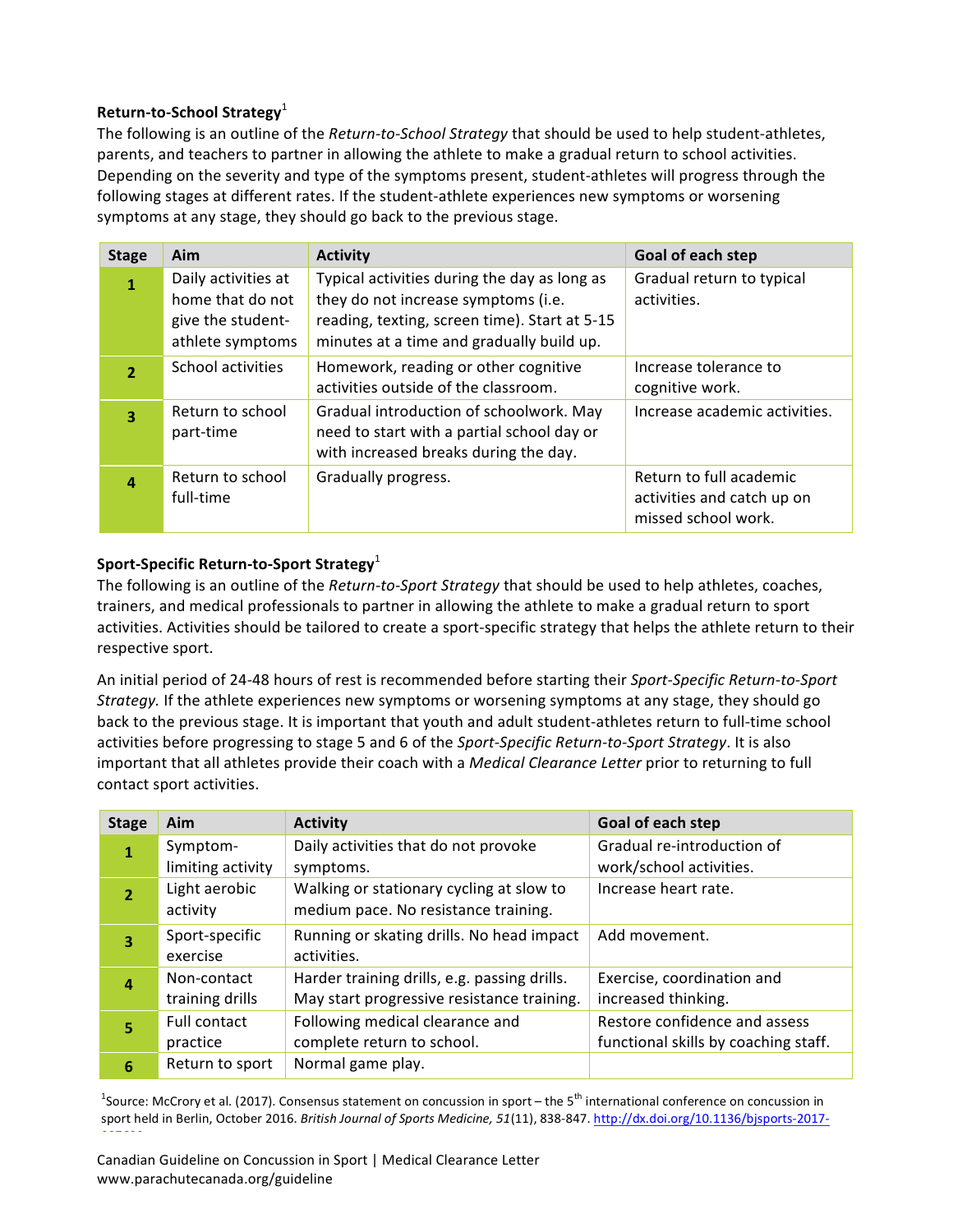**Return-to-School Strategy**[1]

The following is an outline of the *Return-to-School Strategy* that should be used to help student-athletes, parents, and teachers to partner in allowing the athlete to make a gradual return to school activities. Depending on the severity and type of the symptoms present, student-athletes will progress through the following stages at different rates. If the student-athlete experiences new symptoms or worsening symptoms at any stage, they should go back to the previous stage.

| Stage | Aim | Activity | Goal of each step |
|---|---|---|---|
| 1 | Daily activities at home that do not give the student-athlete symptoms | Typical activities during the day as long as they do not increase symptoms (i.e. reading, texting, screen time). Start at 5-15 minutes at a time and gradually build up. | Gradual return to typical activities. |
| 2 | School activities | Homework, reading or other cognitive activities outside of the classroom. | Increase tolerance to cognitive work. |
| 3 | Return to school part-time | Gradual introduction of schoolwork. May need to start with a partial school day or with increased breaks during the day. | Increase academic activities. |
| 4 | Return to school full-time | Gradually progress. | Return to full academic activities and catch up on missed school work. |

**Sport-Specific Return-to-Sport Strategy**[1]

The following is an outline of the *Return-to-Sport Strategy* that should be used to help athletes, coaches, trainers, and medical professionals to partner in allowing the athlete to make a gradual return to sport activities. Activities should be tailored to create a sport-specific strategy that helps the athlete return to their respective sport.

An initial period of 24-48 hours of rest is recommended before starting their *Sport-Specific Return-to-Sport Strategy.* If the athlete experiences new symptoms or worsening symptoms at any stage, they should go back to the previous stage. It is important that youth and adult student-athletes return to full-time school activities before progressing to stage 5 and 6 of the *Sport-Specific Return-to-Sport Strategy*. It is also important that all athletes provide their coach with a *Medical Clearance Letter* prior to returning to full contact sport activities.

| Stage | Aim | Activity | Goal of each step |
|---|---|---|---|
| 1 | Symptom-limiting activity | Daily activities that do not provoke symptoms. | Gradual re-introduction of work/school activities. |
| 2 | Light aerobic activity | Walking or stationary cycling at slow to medium pace. No resistance training. | Increase heart rate. |
| 3 | Sport-specific exercise | Running or skating drills. No head impact activities. | Add movement. |
| 4 | Non-contact training drills | Harder training drills, e.g. passing drills. May start progressive resistance training. | Exercise, coordination and increased thinking. |
| 5 | Full contact practice | Following medical clearance and complete return to school. | Restore confidence and assess functional skills by coaching staff. |
| 6 | Return to sport | Normal game play. | |

[1]Source: McCrory et al. (2017). Consensus statement on concussion in sport – the 5th international conference on concussion in sport held in Berlin, October 2016. *British Journal of Sports Medicine, 51*(11), 838-847. http://dx.doi.org/10.1136/bjsports-2017-

Canadian Guideline on Concussion in Sport | Medical Clearance Letter
www.parachutecanada.org/guideline